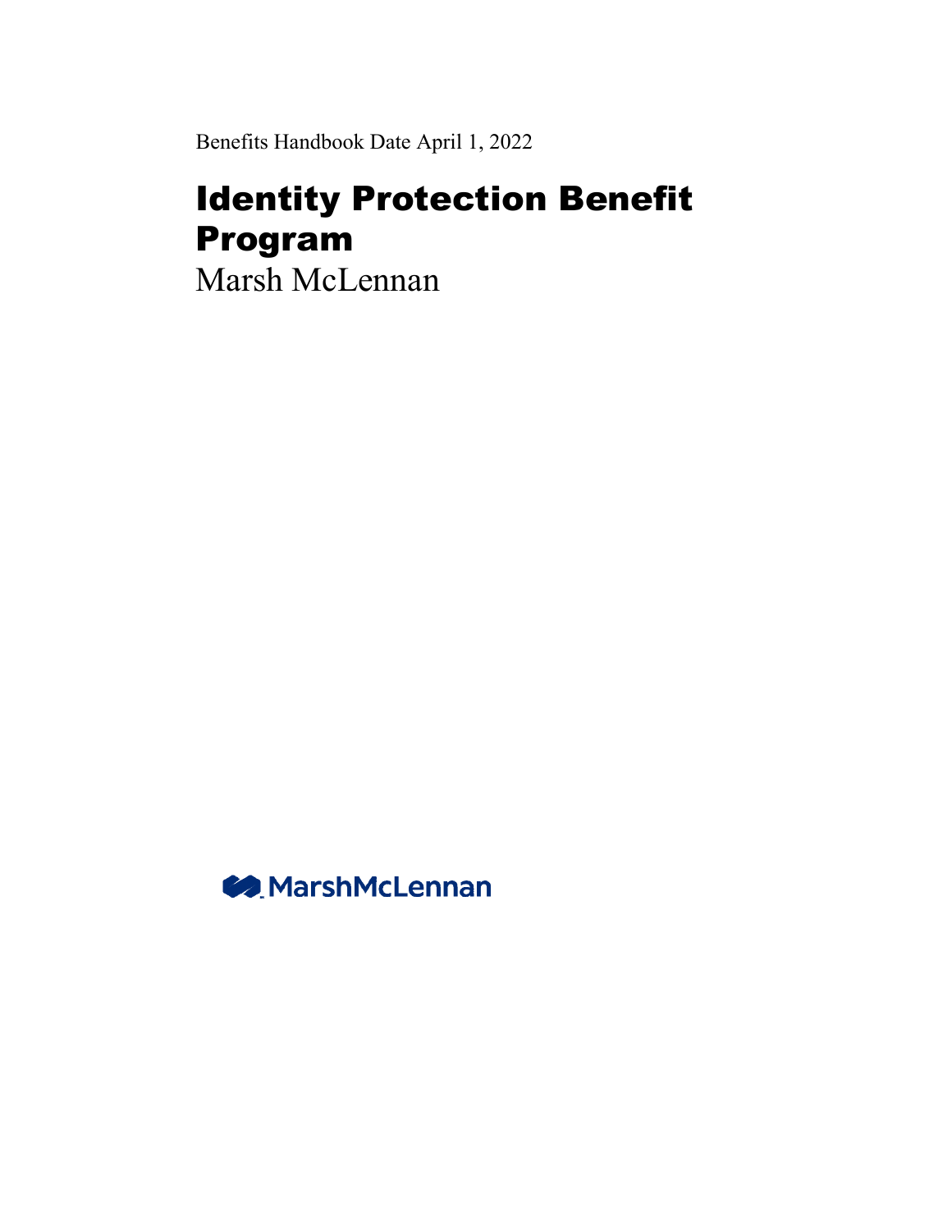Benefits Handbook Date April 1, 2022

# Identity Protection Benefit Program

Marsh McLennan

MarshMcLennan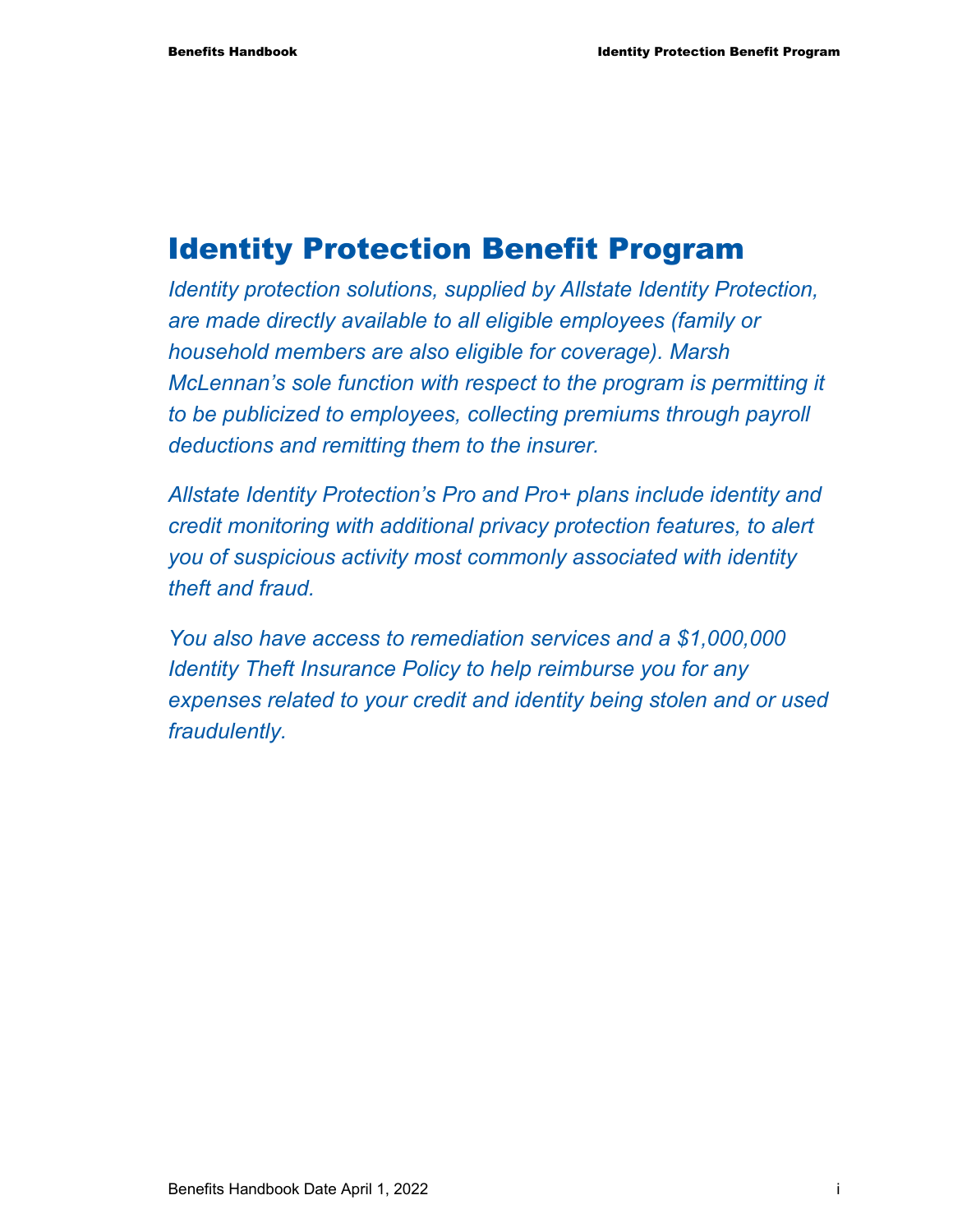# Identity Protection Benefit Program

*Identity protection solutions, supplied by Allstate Identity Protection, are made directly available to all eligible employees (family or household members are also eligible for coverage). Marsh McLennan's sole function with respect to the program is permitting it to be publicized to employees, collecting premiums through payroll deductions and remitting them to the insurer.*

*Allstate Identity Protection's Pro and Pro+ plans include identity and credit monitoring with additional privacy protection features, to alert you of suspicious activity most commonly associated with identity theft and fraud.*

*You also have access to remediation services and a $1,000,000 Identity Theft Insurance Policy to help reimburse you for any expenses related to your credit and identity being stolen and or used fraudulently.*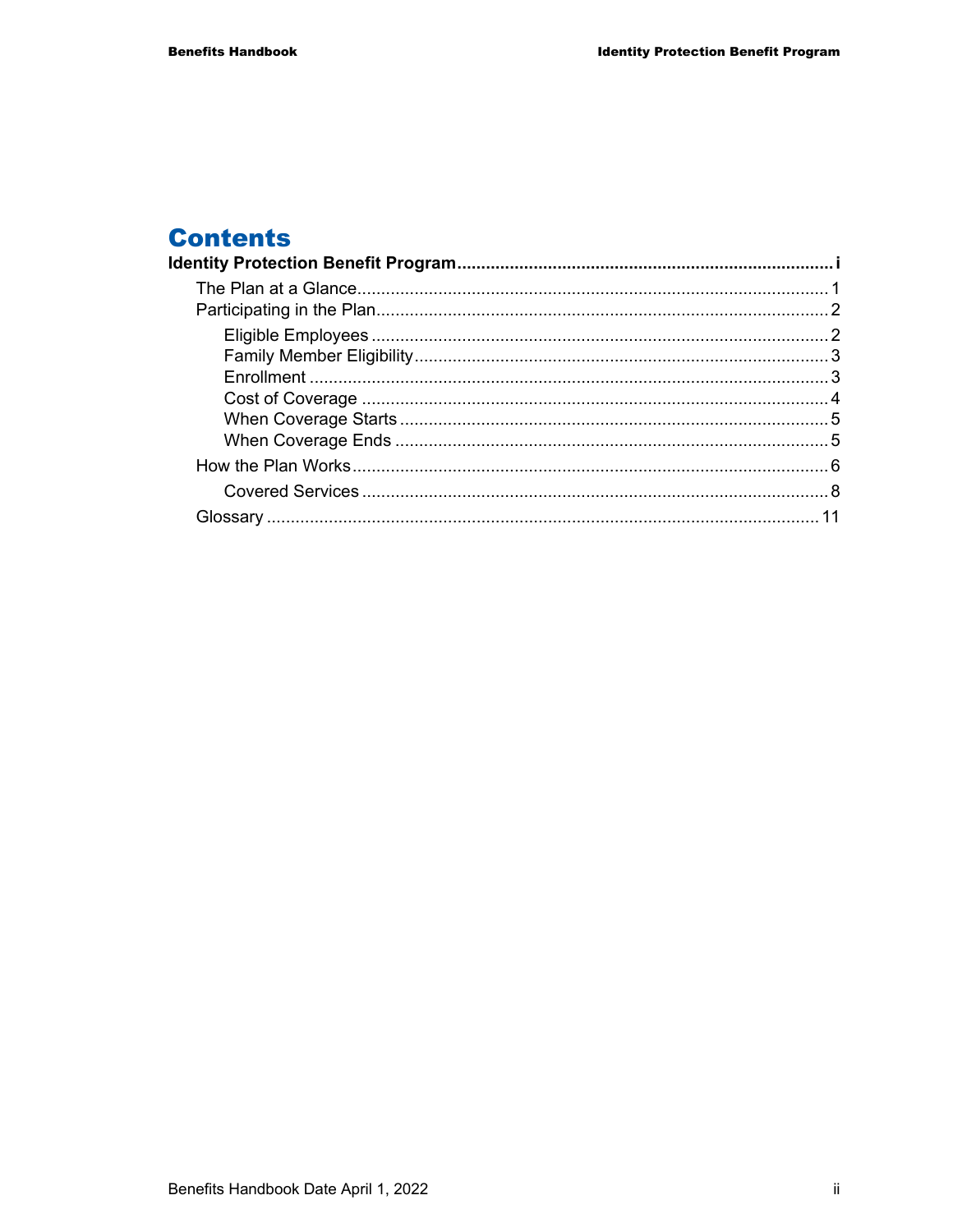# Contents

**Identity Protection Benefit Program** ............................................................................. i

- The Plan at a Glance ..................................................................................................... 1
- Participating in the Plan ................................................................................................. 2
  - Eligible Employees ................................................................................................ 2
  - Family Member Eligibility ...................................................................................... 3
  - Enrollment ............................................................................................................ 3
  - Cost of Coverage .................................................................................................. 4
  - When Coverage Starts .......................................................................................... 5
  - When Coverage Ends ........................................................................................... 5
- How the Plan Works ....................................................................................................... 6
  - Covered Services .................................................................................................. 8
- Glossary ....................................................................................................................... 11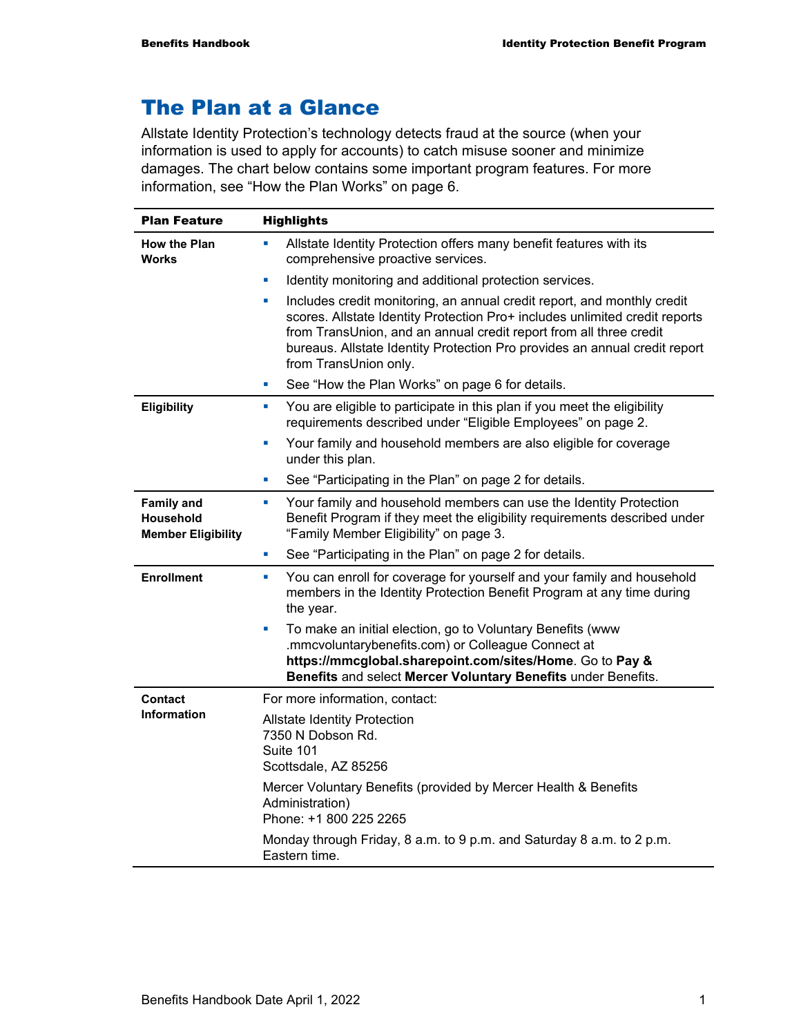# The Plan at a Glance

Allstate Identity Protection's technology detects fraud at the source (when your information is used to apply for accounts) to catch misuse sooner and minimize damages. The chart below contains some important program features. For more information, see "How the Plan Works" on page 6.

| Plan Feature | Highlights |
|---|---|
| **How the Plan Works** | ▪ Allstate Identity Protection offers many benefit features with its comprehensive proactive services.<br>▪ Identity monitoring and additional protection services.<br>▪ Includes credit monitoring, an annual credit report, and monthly credit scores. Allstate Identity Protection Pro+ includes unlimited credit reports from TransUnion, and an annual credit report from all three credit bureaus. Allstate Identity Protection Pro provides an annual credit report from TransUnion only.<br>▪ See "How the Plan Works" on page 6 for details. |
| **Eligibility** | ▪ You are eligible to participate in this plan if you meet the eligibility requirements described under "Eligible Employees" on page 2.<br>▪ Your family and household members are also eligible for coverage under this plan.<br>▪ See "Participating in the Plan" on page 2 for details. |
| **Family and Household Member Eligibility** | ▪ Your family and household members can use the Identity Protection Benefit Program if they meet the eligibility requirements described under "Family Member Eligibility" on page 3.<br>▪ See "Participating in the Plan" on page 2 for details. |
| **Enrollment** | ▪ You can enroll for coverage for yourself and your family and household members in the Identity Protection Benefit Program at any time during the year.<br>▪ To make an initial election, go to Voluntary Benefits (www .mmcvoluntarybenefits.com) or Colleague Connect at **https://mmcglobal.sharepoint.com/sites/Home**. Go to **Pay & Benefits** and select **Mercer Voluntary Benefits** under Benefits. |
| **Contact Information** | For more information, contact:<br>Allstate Identity Protection<br>7350 N Dobson Rd.<br>Suite 101<br>Scottsdale, AZ 85256<br>Mercer Voluntary Benefits (provided by Mercer Health & Benefits Administration)<br>Phone: +1 800 225 2265<br>Monday through Friday, 8 a.m. to 9 p.m. and Saturday 8 a.m. to 2 p.m. Eastern time. |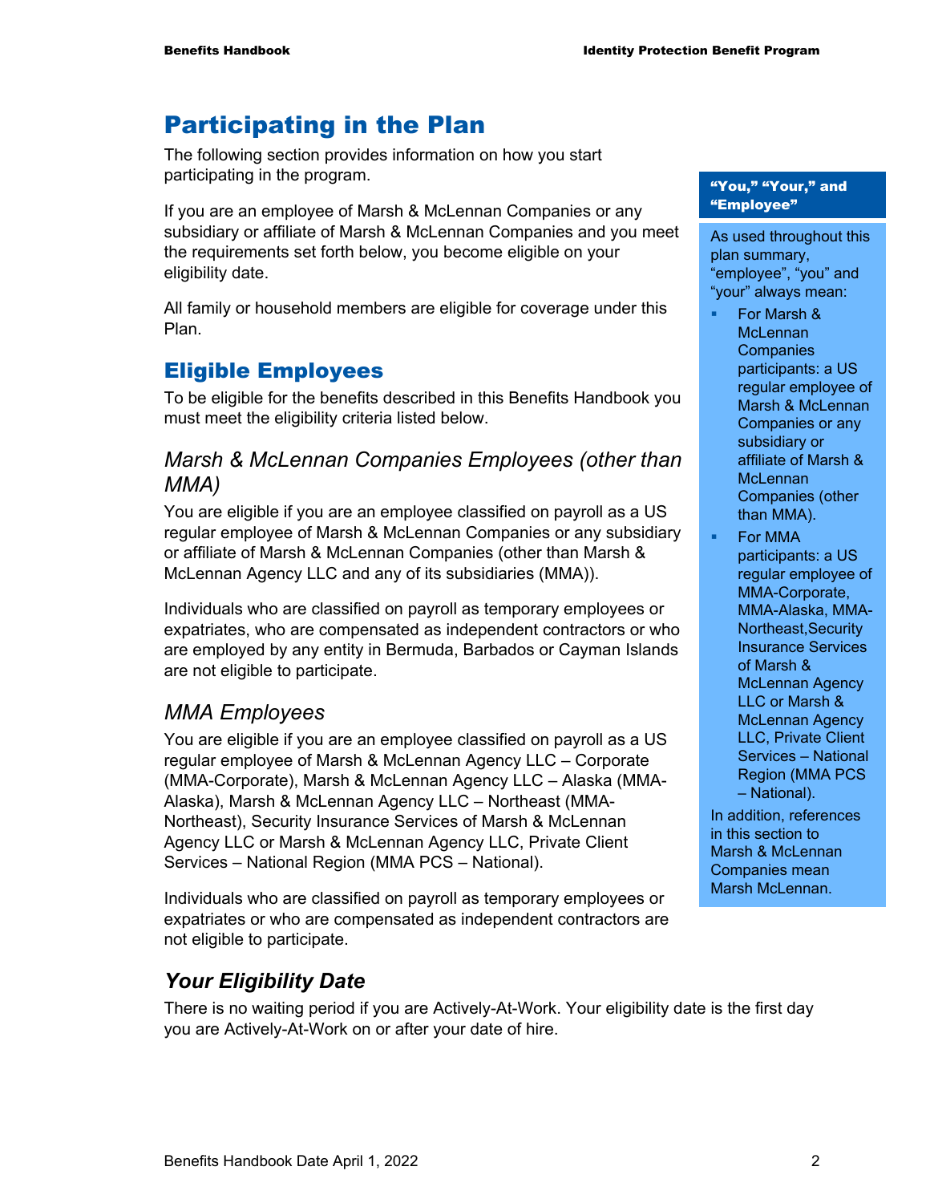# Participating in the Plan

The following section provides information on how you start participating in the program.

If you are an employee of Marsh & McLennan Companies or any subsidiary or affiliate of Marsh & McLennan Companies and you meet the requirements set forth below, you become eligible on your eligibility date.

All family or household members are eligible for coverage under this Plan.

**"You," "Your," and "Employee"**

As used throughout this plan summary, "employee", "you" and "your" always mean:

- For Marsh & McLennan Companies participants: a US regular employee of Marsh & McLennan Companies or any subsidiary or affiliate of Marsh & McLennan Companies (other than MMA).
- For MMA participants: a US regular employee of MMA-Corporate, MMA-Alaska, MMA-Northeast,Security Insurance Services of Marsh & McLennan Agency LLC or Marsh & McLennan Agency LLC, Private Client Services – National Region (MMA PCS – National).

In addition, references in this section to Marsh & McLennan Companies mean Marsh McLennan.

## Eligible Employees

To be eligible for the benefits described in this Benefits Handbook you must meet the eligibility criteria listed below.

### *Marsh & McLennan Companies Employees (other than MMA)*

You are eligible if you are an employee classified on payroll as a US regular employee of Marsh & McLennan Companies or any subsidiary or affiliate of Marsh & McLennan Companies (other than Marsh & McLennan Agency LLC and any of its subsidiaries (MMA)).

Individuals who are classified on payroll as temporary employees or expatriates, who are compensated as independent contractors or who are employed by any entity in Bermuda, Barbados or Cayman Islands are not eligible to participate.

### *MMA Employees*

You are eligible if you are an employee classified on payroll as a US regular employee of Marsh & McLennan Agency LLC – Corporate (MMA-Corporate), Marsh & McLennan Agency LLC – Alaska (MMA-Alaska), Marsh & McLennan Agency LLC – Northeast (MMA-Northeast), Security Insurance Services of Marsh & McLennan Agency LLC or Marsh & McLennan Agency LLC, Private Client Services – National Region (MMA PCS – National).

Individuals who are classified on payroll as temporary employees or expatriates or who are compensated as independent contractors are not eligible to participate.

## *Your Eligibility Date*

There is no waiting period if you are Actively-At-Work. Your eligibility date is the first day you are Actively-At-Work on or after your date of hire.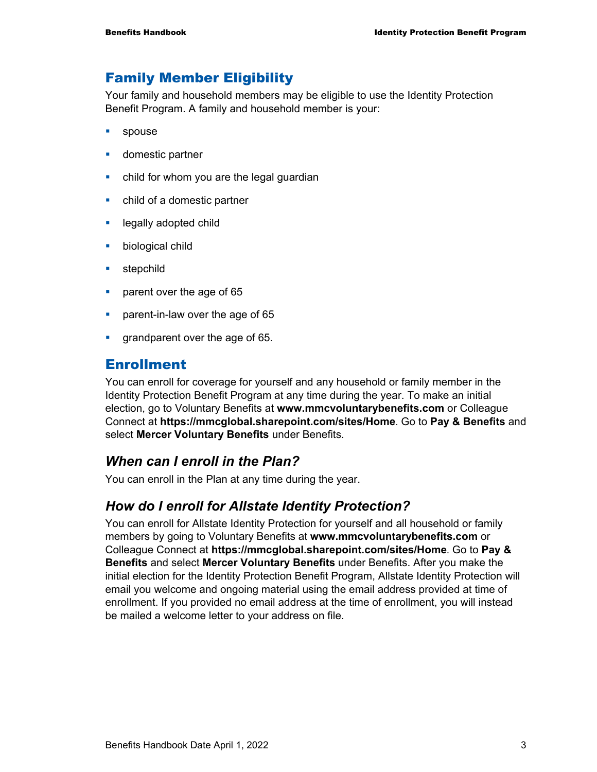## Family Member Eligibility

Your family and household members may be eligible to use the Identity Protection Benefit Program. A family and household member is your:

- spouse
- domestic partner
- child for whom you are the legal guardian
- child of a domestic partner
- legally adopted child
- biological child
- stepchild
- parent over the age of 65
- parent-in-law over the age of 65
- grandparent over the age of 65.

## Enrollment

You can enroll for coverage for yourself and any household or family member in the Identity Protection Benefit Program at any time during the year. To make an initial election, go to Voluntary Benefits at **www.mmcvoluntarybenefits.com** or Colleague Connect at **https://mmcglobal.sharepoint.com/sites/Home**. Go to **Pay & Benefits** and select **Mercer Voluntary Benefits** under Benefits.

### *When can I enroll in the Plan?*

You can enroll in the Plan at any time during the year.

### *How do I enroll for Allstate Identity Protection?*

You can enroll for Allstate Identity Protection for yourself and all household or family members by going to Voluntary Benefits at **www.mmcvoluntarybenefits.com** or Colleague Connect at **https://mmcglobal.sharepoint.com/sites/Home**. Go to **Pay & Benefits** and select **Mercer Voluntary Benefits** under Benefits. After you make the initial election for the Identity Protection Benefit Program, Allstate Identity Protection will email you welcome and ongoing material using the email address provided at time of enrollment. If you provided no email address at the time of enrollment, you will instead be mailed a welcome letter to your address on file.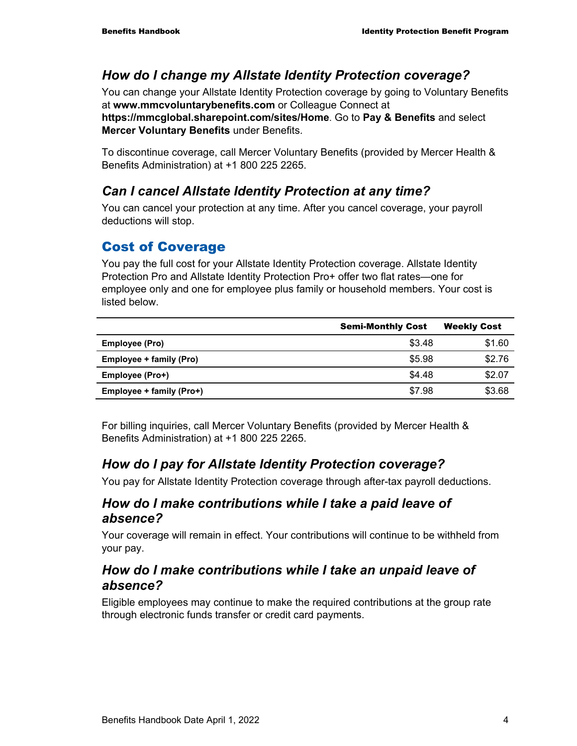### *How do I change my Allstate Identity Protection coverage?*

You can change your Allstate Identity Protection coverage by going to Voluntary Benefits at **www.mmcvoluntarybenefits.com** or Colleague Connect at **https://mmcglobal.sharepoint.com/sites/Home**. Go to **Pay & Benefits** and select **Mercer Voluntary Benefits** under Benefits.

To discontinue coverage, call Mercer Voluntary Benefits (provided by Mercer Health & Benefits Administration) at +1 800 225 2265.

### *Can I cancel Allstate Identity Protection at any time?*

You can cancel your protection at any time. After you cancel coverage, your payroll deductions will stop.

## Cost of Coverage

You pay the full cost for your Allstate Identity Protection coverage. Allstate Identity Protection Pro and Allstate Identity Protection Pro+ offer two flat rates—one for employee only and one for employee plus family or household members. Your cost is listed below.

| | Semi-Monthly Cost | Weekly Cost |
|---|---|---|
| **Employee (Pro)** | $3.48 | $1.60 |
| **Employee + family (Pro)** | $5.98 | $2.76 |
| **Employee (Pro+)** | $4.48 | $2.07 |
| **Employee + family (Pro+)** | $7.98 | $3.68 |

For billing inquiries, call Mercer Voluntary Benefits (provided by Mercer Health & Benefits Administration) at +1 800 225 2265.

### *How do I pay for Allstate Identity Protection coverage?*

You pay for Allstate Identity Protection coverage through after-tax payroll deductions.

### *How do I make contributions while I take a paid leave of absence?*

Your coverage will remain in effect. Your contributions will continue to be withheld from your pay.

### *How do I make contributions while I take an unpaid leave of absence?*

Eligible employees may continue to make the required contributions at the group rate through electronic funds transfer or credit card payments.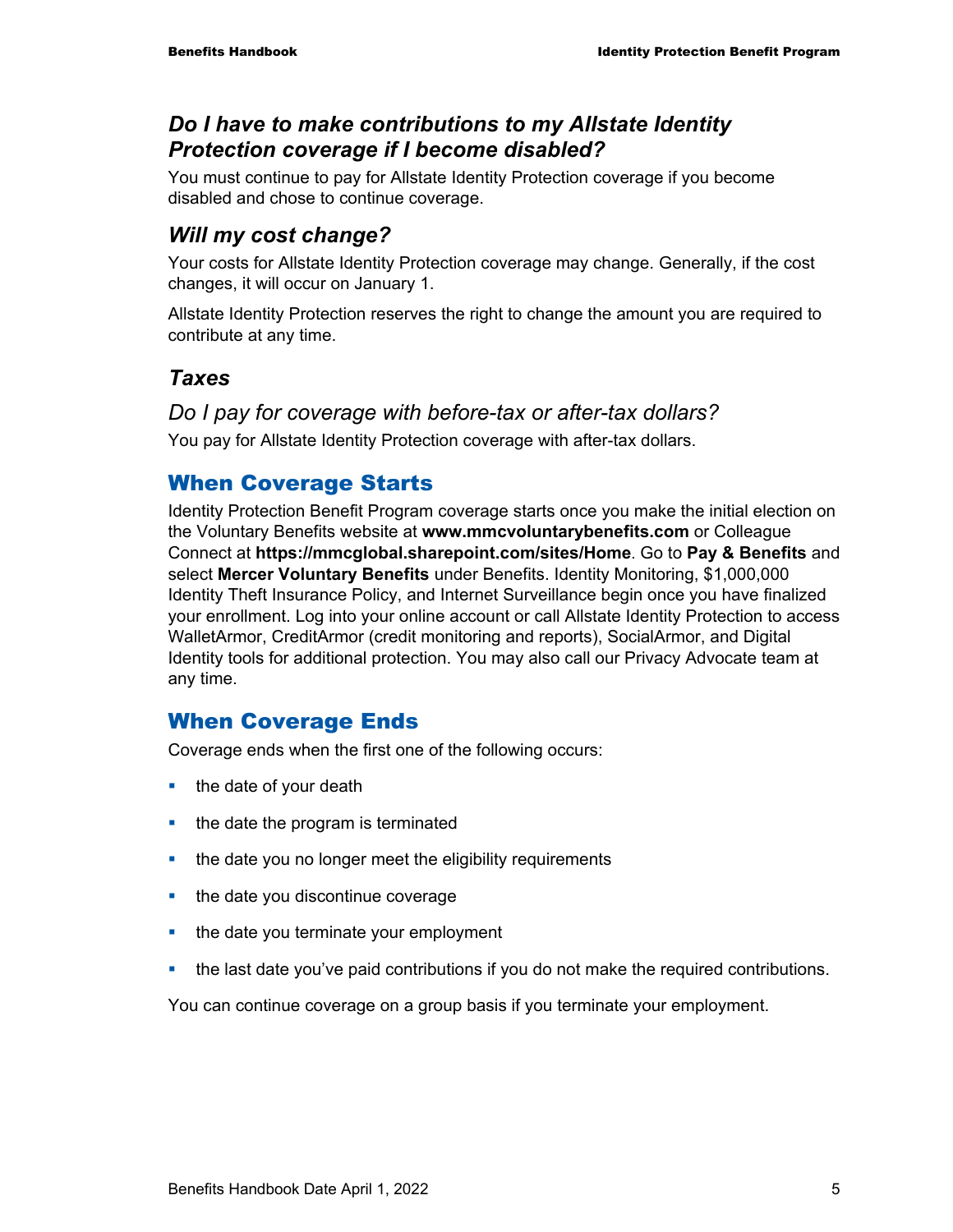### *Do I have to make contributions to my Allstate Identity Protection coverage if I become disabled?*

You must continue to pay for Allstate Identity Protection coverage if you become disabled and chose to continue coverage.

### *Will my cost change?*

Your costs for Allstate Identity Protection coverage may change. Generally, if the cost changes, it will occur on January 1.

Allstate Identity Protection reserves the right to change the amount you are required to contribute at any time.

### *Taxes*

#### *Do I pay for coverage with before-tax or after-tax dollars?*

You pay for Allstate Identity Protection coverage with after-tax dollars.

## When Coverage Starts

Identity Protection Benefit Program coverage starts once you make the initial election on the Voluntary Benefits website at **www.mmcvoluntarybenefits.com** or Colleague Connect at **https://mmcglobal.sharepoint.com/sites/Home**. Go to **Pay & Benefits** and select **Mercer Voluntary Benefits** under Benefits. Identity Monitoring, $1,000,000 Identity Theft Insurance Policy, and Internet Surveillance begin once you have finalized your enrollment. Log into your online account or call Allstate Identity Protection to access WalletArmor, CreditArmor (credit monitoring and reports), SocialArmor, and Digital Identity tools for additional protection. You may also call our Privacy Advocate team at any time.

## When Coverage Ends

Coverage ends when the first one of the following occurs:

- the date of your death
- the date the program is terminated
- the date you no longer meet the eligibility requirements
- the date you discontinue coverage
- the date you terminate your employment
- the last date you've paid contributions if you do not make the required contributions.

You can continue coverage on a group basis if you terminate your employment.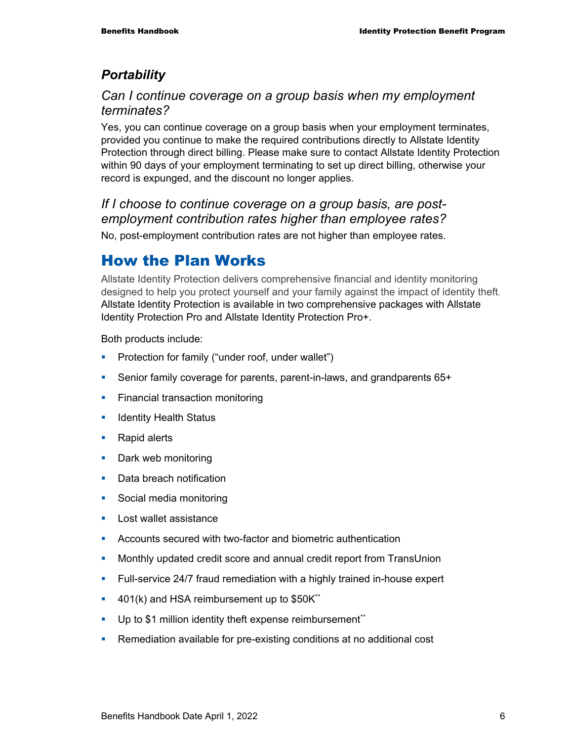## *Portability*

### *Can I continue coverage on a group basis when my employment terminates?*

Yes, you can continue coverage on a group basis when your employment terminates, provided you continue to make the required contributions directly to Allstate Identity Protection through direct billing. Please make sure to contact Allstate Identity Protection within 90 days of your employment terminating to set up direct billing, otherwise your record is expunged, and the discount no longer applies.

### *If I choose to continue coverage on a group basis, are post-employment contribution rates higher than employee rates?*

No, post-employment contribution rates are not higher than employee rates.

# How the Plan Works

Allstate Identity Protection delivers comprehensive financial and identity monitoring designed to help you protect yourself and your family against the impact of identity theft. Allstate Identity Protection is available in two comprehensive packages with Allstate Identity Protection Pro and Allstate Identity Protection Pro+.

Both products include:

- Protection for family ("under roof, under wallet")
- Senior family coverage for parents, parent-in-laws, and grandparents 65+
- Financial transaction monitoring
- Identity Health Status
- Rapid alerts
- Dark web monitoring
- Data breach notification
- Social media monitoring
- Lost wallet assistance
- Accounts secured with two-factor and biometric authentication
- Monthly updated credit score and annual credit report from TransUnion
- Full-service 24/7 fraud remediation with a highly trained in-house expert
- 401(k) and HSA reimbursement up to $50K**
- Up to $1 million identity theft expense reimbursement**
- Remediation available for pre-existing conditions at no additional cost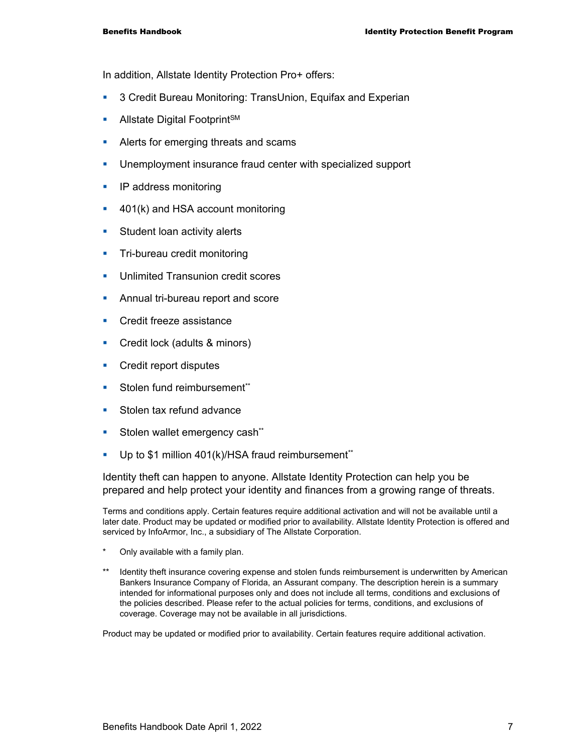In addition, Allstate Identity Protection Pro+ offers:

- 3 Credit Bureau Monitoring: TransUnion, Equifax and Experian
- Allstate Digital Footprint℠
- Alerts for emerging threats and scams
- Unemployment insurance fraud center with specialized support
- IP address monitoring
- 401(k) and HSA account monitoring
- Student loan activity alerts
- Tri-bureau credit monitoring
- Unlimited Transunion credit scores
- Annual tri-bureau report and score
- Credit freeze assistance
- Credit lock (adults & minors)
- Credit report disputes
- Stolen fund reimbursement**
- Stolen tax refund advance
- Stolen wallet emergency cash**
- Up to $1 million 401(k)/HSA fraud reimbursement**

Identity theft can happen to anyone. Allstate Identity Protection can help you be prepared and help protect your identity and finances from a growing range of threats.

Terms and conditions apply. Certain features require additional activation and will not be available until a later date. Product may be updated or modified prior to availability. Allstate Identity Protection is offered and serviced by InfoArmor, Inc., a subsidiary of The Allstate Corporation.

\* Only available with a family plan.

\*\* Identity theft insurance covering expense and stolen funds reimbursement is underwritten by American Bankers Insurance Company of Florida, an Assurant company. The description herein is a summary intended for informational purposes only and does not include all terms, conditions and exclusions of the policies described. Please refer to the actual policies for terms, conditions, and exclusions of coverage. Coverage may not be available in all jurisdictions.

Product may be updated or modified prior to availability. Certain features require additional activation.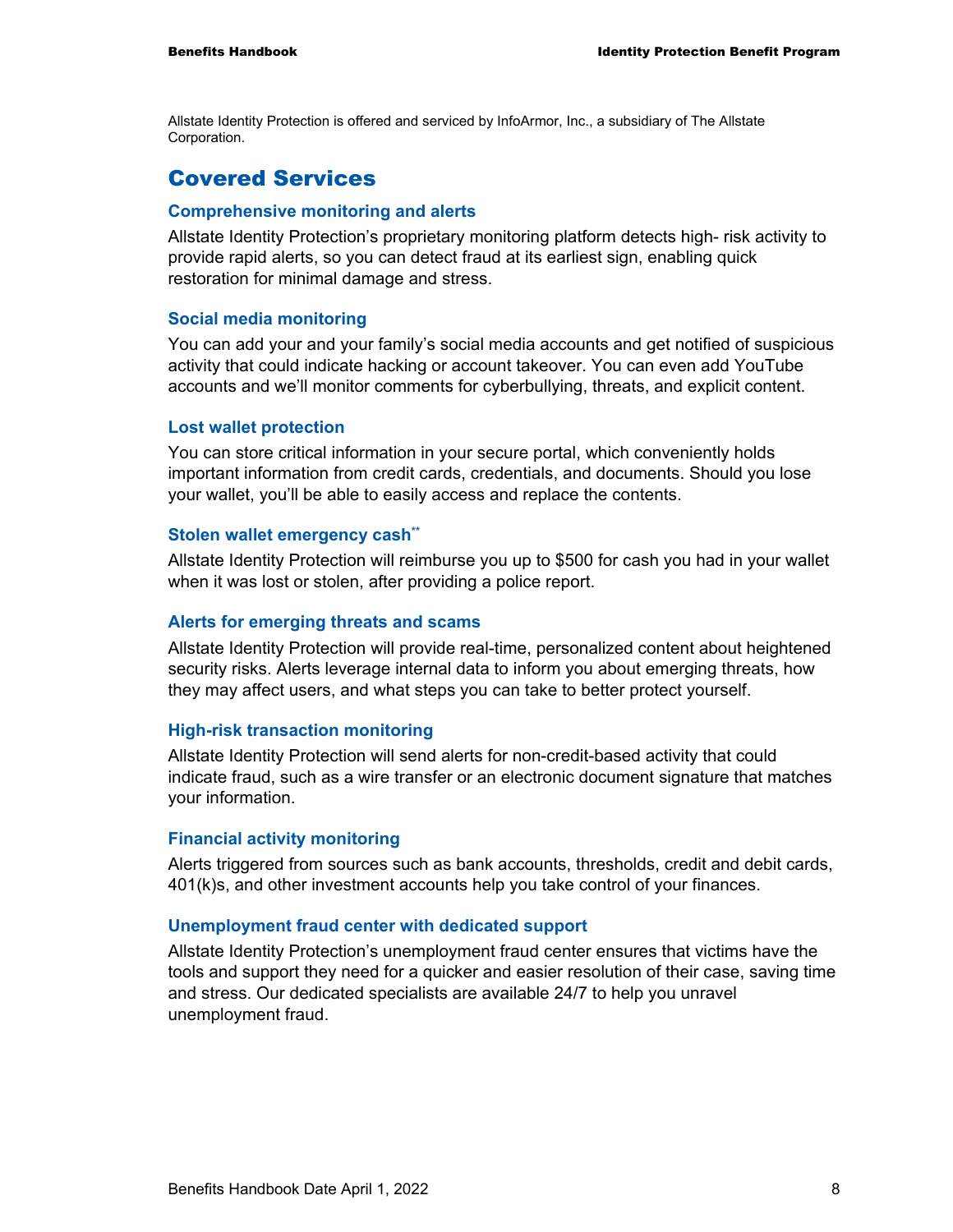Allstate Identity Protection is offered and serviced by InfoArmor, Inc., a subsidiary of The Allstate Corporation.

## Covered Services

### Comprehensive monitoring and alerts

Allstate Identity Protection's proprietary monitoring platform detects high- risk activity to provide rapid alerts, so you can detect fraud at its earliest sign, enabling quick restoration for minimal damage and stress.

### Social media monitoring

You can add your and your family's social media accounts and get notified of suspicious activity that could indicate hacking or account takeover. You can even add YouTube accounts and we'll monitor comments for cyberbullying, threats, and explicit content.

### Lost wallet protection

You can store critical information in your secure portal, which conveniently holds important information from credit cards, credentials, and documents. Should you lose your wallet, you'll be able to easily access and replace the contents.

### Stolen wallet emergency cash**

Allstate Identity Protection will reimburse you up to $500 for cash you had in your wallet when it was lost or stolen, after providing a police report.

### Alerts for emerging threats and scams

Allstate Identity Protection will provide real-time, personalized content about heightened security risks. Alerts leverage internal data to inform you about emerging threats, how they may affect users, and what steps you can take to better protect yourself.

### High-risk transaction monitoring

Allstate Identity Protection will send alerts for non-credit-based activity that could indicate fraud, such as a wire transfer or an electronic document signature that matches your information.

### Financial activity monitoring

Alerts triggered from sources such as bank accounts, thresholds, credit and debit cards, 401(k)s, and other investment accounts help you take control of your finances.

### Unemployment fraud center with dedicated support

Allstate Identity Protection's unemployment fraud center ensures that victims have the tools and support they need for a quicker and easier resolution of their case, saving time and stress. Our dedicated specialists are available 24/7 to help you unravel unemployment fraud.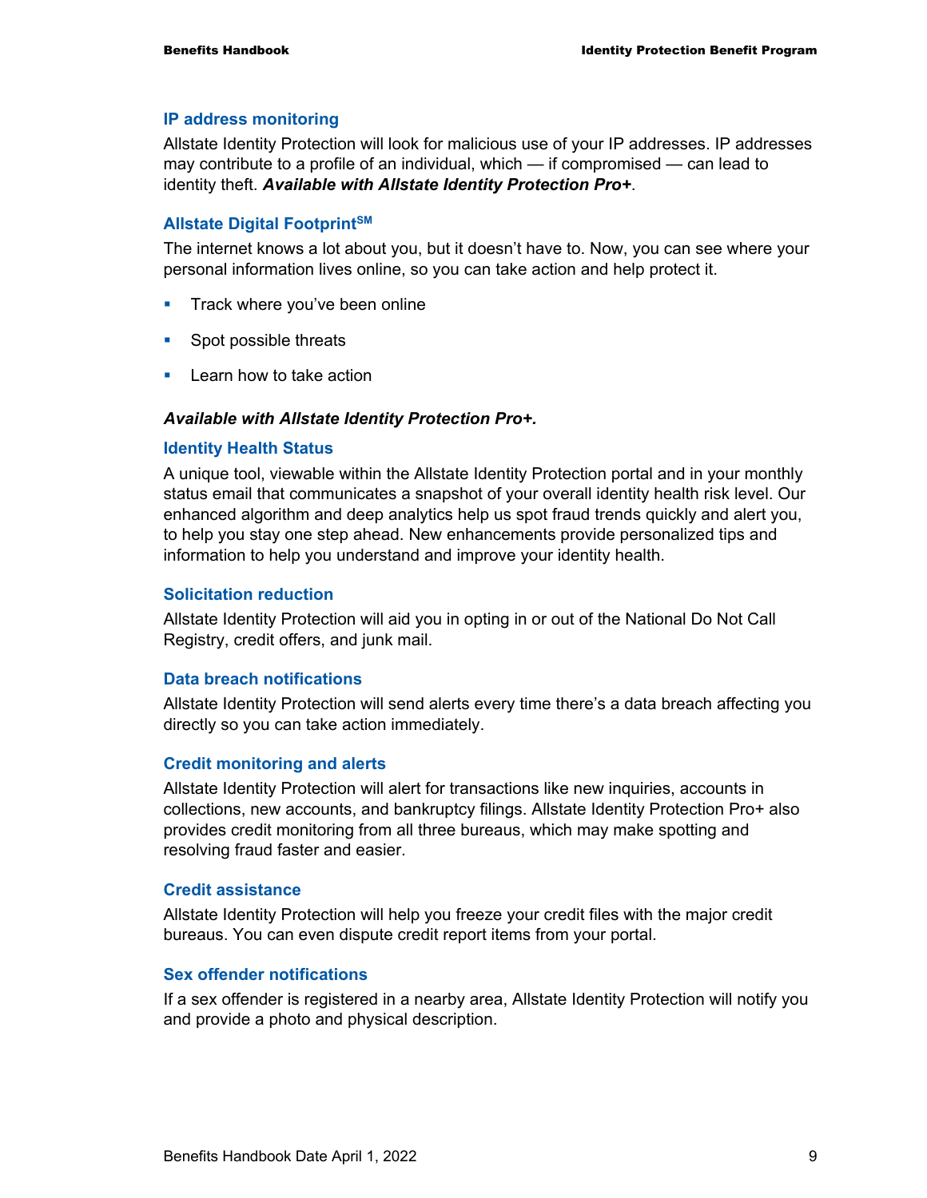### IP address monitoring

Allstate Identity Protection will look for malicious use of your IP addresses. IP addresses may contribute to a profile of an individual, which — if compromised — can lead to identity theft. ***Available with Allstate Identity Protection Pro+***.

### Allstate Digital Footprint[SM]

The internet knows a lot about you, but it doesn't have to. Now, you can see where your personal information lives online, so you can take action and help protect it.

- Track where you've been online
- Spot possible threats
- Learn how to take action

***Available with Allstate Identity Protection Pro+.***

### Identity Health Status

A unique tool, viewable within the Allstate Identity Protection portal and in your monthly status email that communicates a snapshot of your overall identity health risk level. Our enhanced algorithm and deep analytics help us spot fraud trends quickly and alert you, to help you stay one step ahead. New enhancements provide personalized tips and information to help you understand and improve your identity health.

### Solicitation reduction

Allstate Identity Protection will aid you in opting in or out of the National Do Not Call Registry, credit offers, and junk mail.

### Data breach notifications

Allstate Identity Protection will send alerts every time there's a data breach affecting you directly so you can take action immediately.

### Credit monitoring and alerts

Allstate Identity Protection will alert for transactions like new inquiries, accounts in collections, new accounts, and bankruptcy filings. Allstate Identity Protection Pro+ also provides credit monitoring from all three bureaus, which may make spotting and resolving fraud faster and easier.

### Credit assistance

Allstate Identity Protection will help you freeze your credit files with the major credit bureaus. You can even dispute credit report items from your portal.

### Sex offender notifications

If a sex offender is registered in a nearby area, Allstate Identity Protection will notify you and provide a photo and physical description.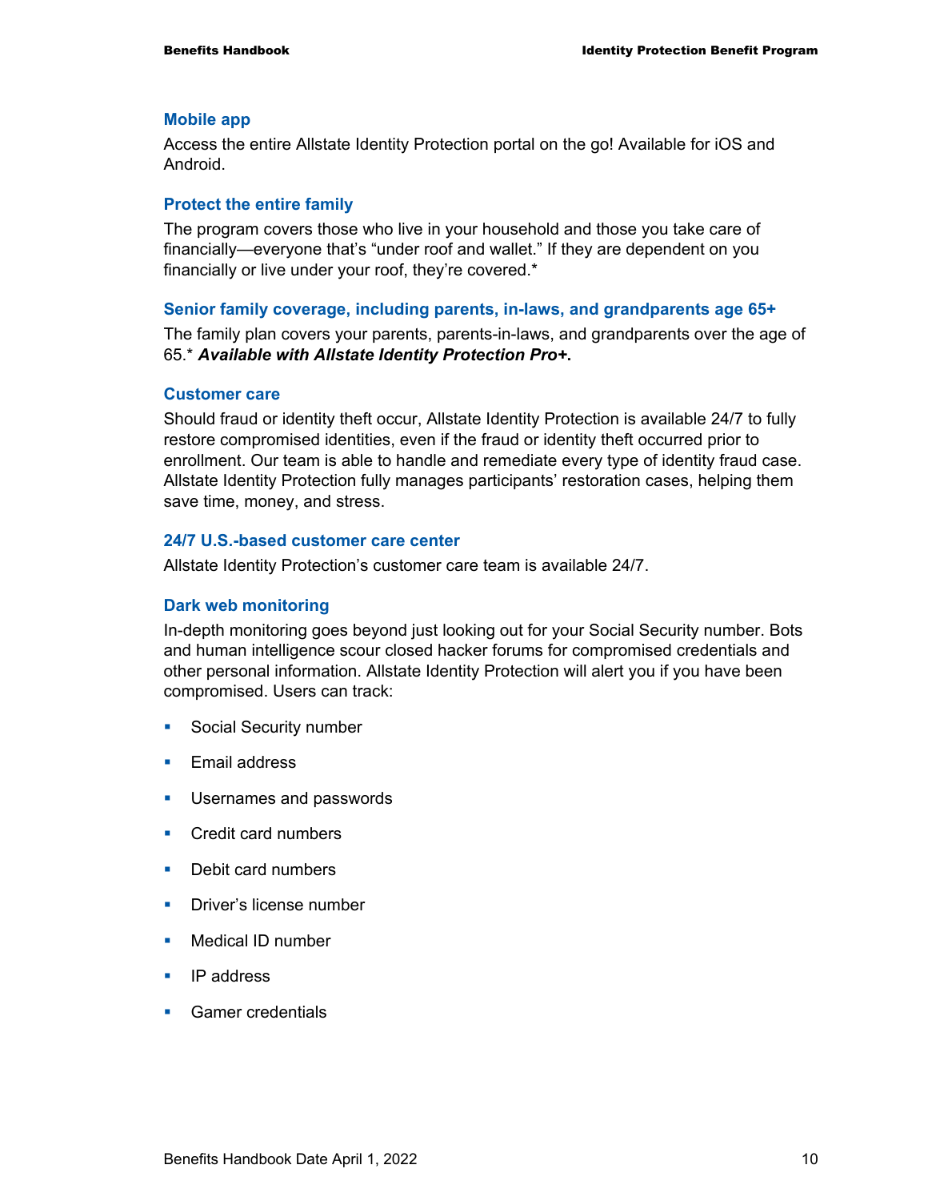### Mobile app

Access the entire Allstate Identity Protection portal on the go! Available for iOS and Android.

### Protect the entire family

The program covers those who live in your household and those you take care of financially—everyone that's "under roof and wallet." If they are dependent on you financially or live under your roof, they're covered.*

### Senior family coverage, including parents, in-laws, and grandparents age 65+

The family plan covers your parents, parents-in-laws, and grandparents over the age of 65.* ***Available with Allstate Identity Protection Pro+*.**

### Customer care

Should fraud or identity theft occur, Allstate Identity Protection is available 24/7 to fully restore compromised identities, even if the fraud or identity theft occurred prior to enrollment. Our team is able to handle and remediate every type of identity fraud case. Allstate Identity Protection fully manages participants' restoration cases, helping them save time, money, and stress.

### 24/7 U.S.-based customer care center

Allstate Identity Protection's customer care team is available 24/7.

### Dark web monitoring

In-depth monitoring goes beyond just looking out for your Social Security number. Bots and human intelligence scour closed hacker forums for compromised credentials and other personal information. Allstate Identity Protection will alert you if you have been compromised. Users can track:

- Social Security number
- Email address
- Usernames and passwords
- Credit card numbers
- Debit card numbers
- Driver's license number
- Medical ID number
- IP address
- Gamer credentials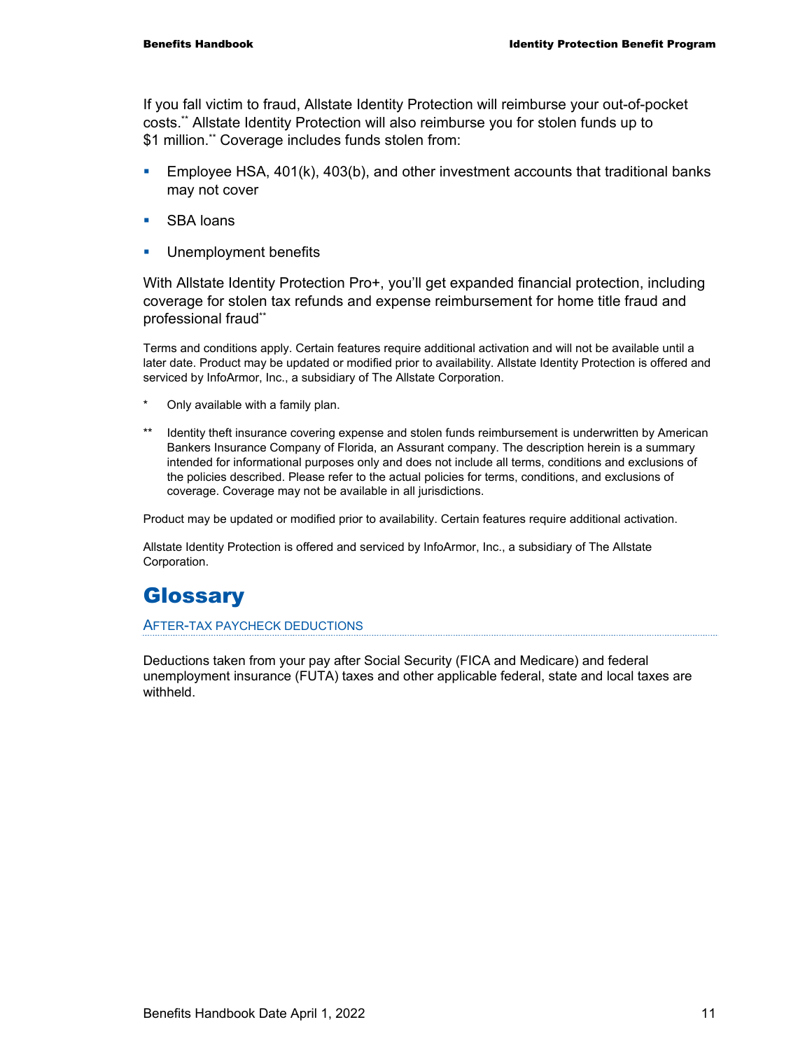If you fall victim to fraud, Allstate Identity Protection will reimburse your out-of-pocket costs.** Allstate Identity Protection will also reimburse you for stolen funds up to $1 million.** Coverage includes funds stolen from:

- Employee HSA, 401(k), 403(b), and other investment accounts that traditional banks may not cover
- SBA loans
- Unemployment benefits

With Allstate Identity Protection Pro+, you'll get expanded financial protection, including coverage for stolen tax refunds and expense reimbursement for home title fraud and professional fraud**

Terms and conditions apply. Certain features require additional activation and will not be available until a later date. Product may be updated or modified prior to availability. Allstate Identity Protection is offered and serviced by InfoArmor, Inc., a subsidiary of The Allstate Corporation.

\* Only available with a family plan.

\** Identity theft insurance covering expense and stolen funds reimbursement is underwritten by American Bankers Insurance Company of Florida, an Assurant company. The description herein is a summary intended for informational purposes only and does not include all terms, conditions and exclusions of the policies described. Please refer to the actual policies for terms, conditions, and exclusions of coverage. Coverage may not be available in all jurisdictions.

Product may be updated or modified prior to availability. Certain features require additional activation.

Allstate Identity Protection is offered and serviced by InfoArmor, Inc., a subsidiary of The Allstate Corporation.

# Glossary

## AFTER-TAX PAYCHECK DEDUCTIONS

Deductions taken from your pay after Social Security (FICA and Medicare) and federal unemployment insurance (FUTA) taxes and other applicable federal, state and local taxes are withheld.